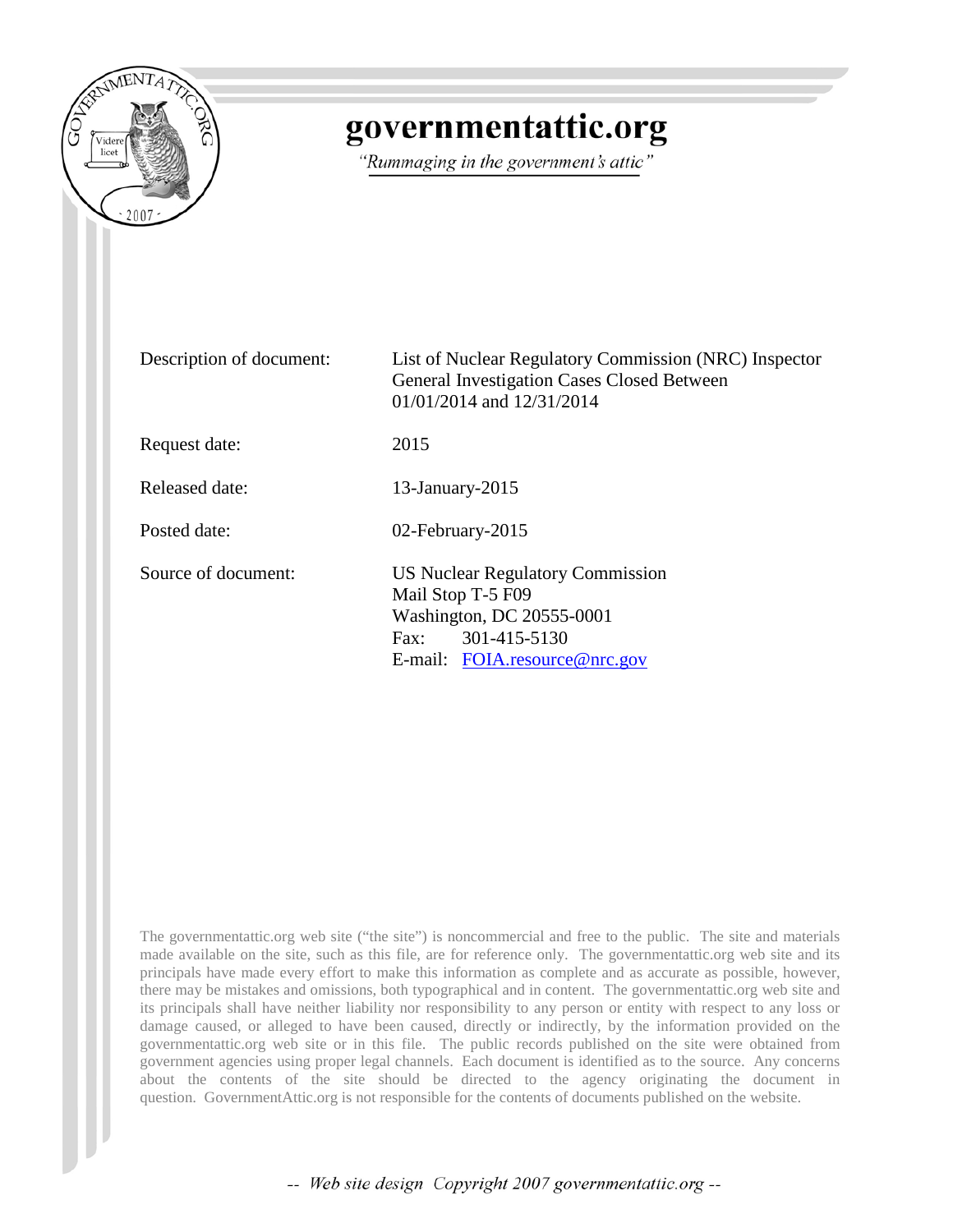# governmentattic.org

*"Rummaging in the government's attic"*

| | |
|---|---|
| Description of document: | List of Nuclear Regulatory Commission (NRC) Inspector General Investigation Cases Closed Between 01/01/2014 and 12/31/2014 |
| Request date: | 2015 |
| Released date: | 13-January-2015 |
| Posted date: | 02-February-2015 |
| Source of document: | US Nuclear Regulatory Commission<br>Mail Stop T-5 F09<br>Washington, DC 20555-0001<br>Fax: 301-415-5130<br>E-mail: FOIA.resource@nrc.gov |

The governmentattic.org web site ("the site") is noncommercial and free to the public. The site and materials made available on the site, such as this file, are for reference only. The governmentattic.org web site and its principals have made every effort to make this information as complete and as accurate as possible, however, there may be mistakes and omissions, both typographical and in content. The governmentattic.org web site and its principals shall have neither liability nor responsibility to any person or entity with respect to any loss or damage caused, or alleged to have been caused, directly or indirectly, by the information provided on the governmentattic.org web site or in this file. The public records published on the site were obtained from government agencies using proper legal channels. Each document is identified as to the source. Any concerns about the contents of the site should be directed to the agency originating the document in question. GovernmentAttic.org is not responsible for the contents of documents published on the website.

*-- Web site design Copyright 2007 governmentattic.org --*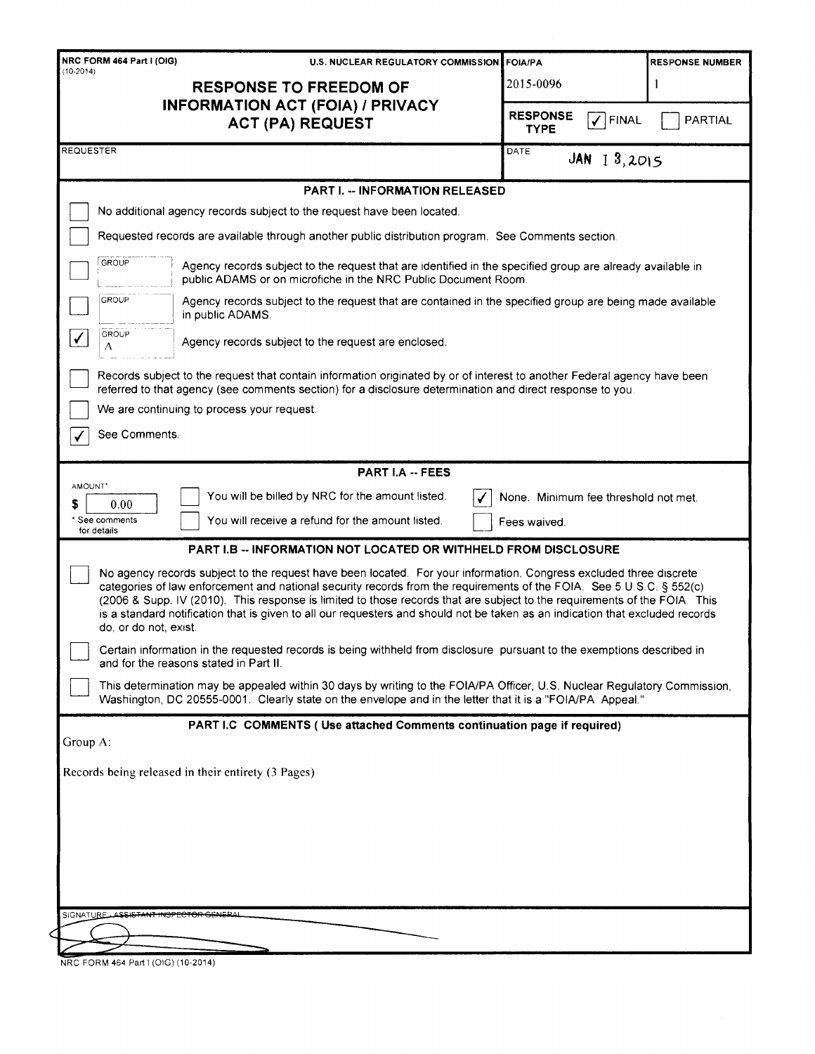NRC FORM 464 Part I (OIG)
(10-2014)

U.S. NUCLEAR REGULATORY COMMISSION

# RESPONSE TO FREEDOM OF INFORMATION ACT (FOIA) / PRIVACY ACT (PA) REQUEST

| FOIA/PA | RESPONSE NUMBER |
|---|---|
| 2015-0096 | 1 |

RESPONSE TYPE: ☑ FINAL ☐ PARTIAL

REQUESTER:

DATE: JAN 13, 2015

## PART I. -- INFORMATION RELEASED

☐ No additional agency records subject to the request have been located.

☐ Requested records are available through another public distribution program. See Comments section.

☐ GROUP — Agency records subject to the request that are identified in the specified group are already available in public ADAMS or on microfiche in the NRC Public Document Room.

☐ GROUP — Agency records subject to the request that are contained in the specified group are being made available in public ADAMS.

☑ GROUP A — Agency records subject to the request are enclosed.

☐ Records subject to the request that contain information originated by or of interest to another Federal agency have been referred to that agency (see comments section) for a disclosure determination and direct response to you.

☐ We are continuing to process your request.

☑ See Comments.

## PART I.A -- FEES

AMOUNT* $ 0.00

\* See comments for details

☐ You will be billed by NRC for the amount listed.

☑ None. Minimum fee threshold not met.

☐ You will receive a refund for the amount listed.

☐ Fees waived.

## PART I.B -- INFORMATION NOT LOCATED OR WITHHELD FROM DISCLOSURE

☐ No agency records subject to the request have been located. For your information, Congress excluded three discrete categories of law enforcement and national security records from the requirements of the FOIA. See 5 U.S.C. § 552(c) (2006 & Supp. IV (2010). This response is limited to those records that are subject to the requirements of the FOIA. This is a standard notification that is given to all our requesters and should not be taken as an indication that excluded records do, or do not, exist.

☐ Certain information in the requested records is being withheld from disclosure pursuant to the exemptions described in and for the reasons stated in Part II.

☐ This determination may be appealed within 30 days by writing to the FOIA/PA Officer, U.S. Nuclear Regulatory Commission, Washington, DC 20555-0001. Clearly state on the envelope and in the letter that it is a "FOIA/PA Appeal."

## PART I.C COMMENTS ( Use attached Comments continuation page if required)

Group A:

Records being released in their entirety (3 Pages)

SIGNATURE - ASSISTANT INSPECTOR GENERAL

NRC FORM 464 Part I (OIG) (10-2014)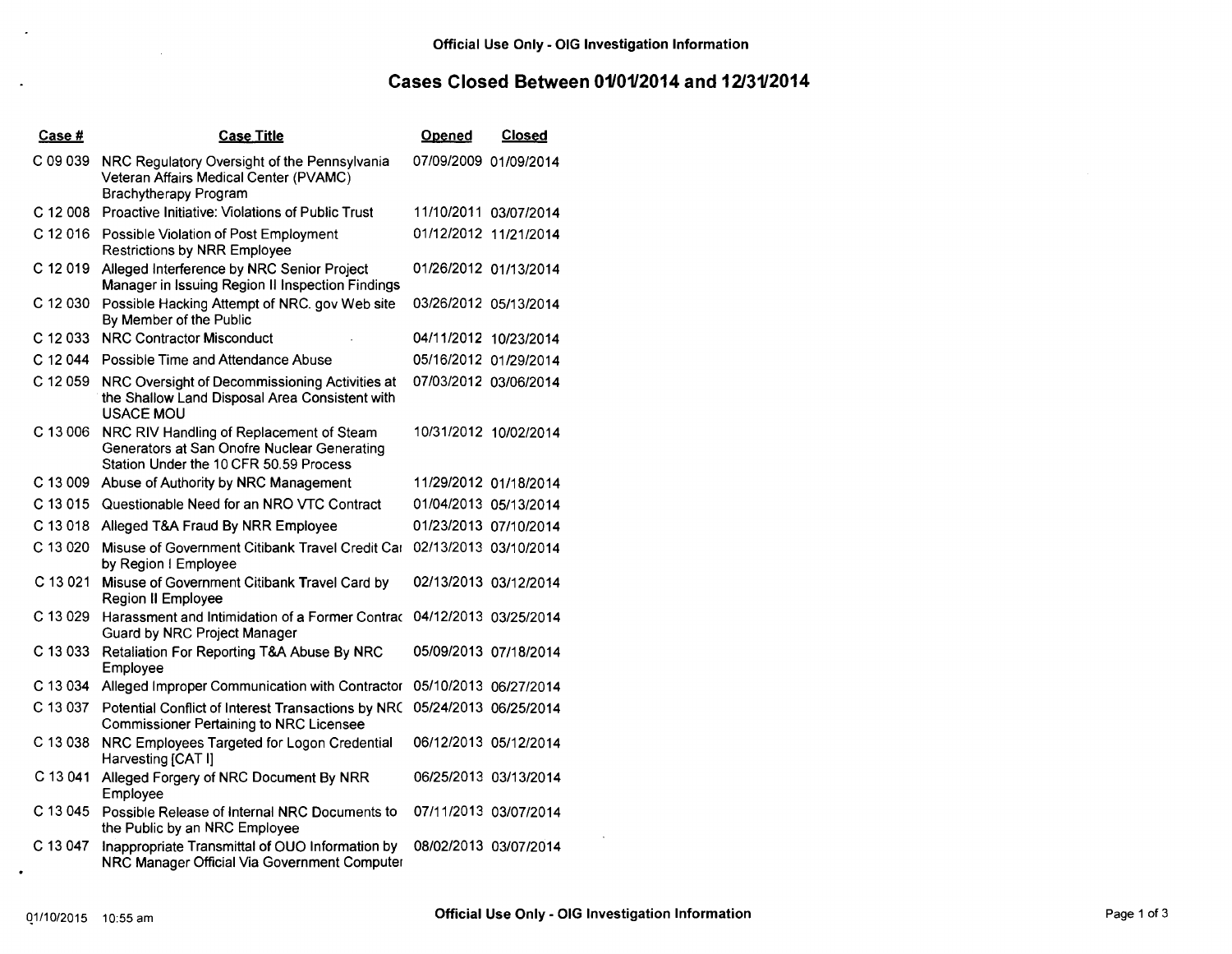Official Use Only - OIG Investigation Information

# Cases Closed Between 01/01/2014 and 12/31/2014

| Case # | Case Title | Opened | Closed |
|---|---|---|---|
| C 09 039 | NRC Regulatory Oversight of the Pennsylvania Veteran Affairs Medical Center (PVAMC) Brachytherapy Program | 07/09/2009 | 01/09/2014 |
| C 12 008 | Proactive Initiative: Violations of Public Trust | 11/10/2011 | 03/07/2014 |
| C 12 016 | Possible Violation of Post Employment Restrictions by NRR Employee | 01/12/2012 | 11/21/2014 |
| C 12 019 | Alleged Interference by NRC Senior Project Manager in Issuing Region II Inspection Findings | 01/26/2012 | 01/13/2014 |
| C 12 030 | Possible Hacking Attempt of NRC. gov Web site By Member of the Public | 03/26/2012 | 05/13/2014 |
| C 12 033 | NRC Contractor Misconduct | 04/11/2012 | 10/23/2014 |
| C 12 044 | Possible Time and Attendance Abuse | 05/16/2012 | 01/29/2014 |
| C 12 059 | NRC Oversight of Decommissioning Activities at the Shallow Land Disposal Area Consistent with USACE MOU | 07/03/2012 | 03/06/2014 |
| C 13 006 | NRC RIV Handling of Replacement of Steam Generators at San Onofre Nuclear Generating Station Under the 10 CFR 50.59 Process | 10/31/2012 | 10/02/2014 |
| C 13 009 | Abuse of Authority by NRC Management | 11/29/2012 | 01/18/2014 |
| C 13 015 | Questionable Need for an NRO VTC Contract | 01/04/2013 | 05/13/2014 |
| C 13 018 | Alleged T&A Fraud By NRR Employee | 01/23/2013 | 07/10/2014 |
| C 13 020 | Misuse of Government Citibank Travel Credit Car by Region I Employee | 02/13/2013 | 03/10/2014 |
| C 13 021 | Misuse of Government Citibank Travel Card by Region II Employee | 02/13/2013 | 03/12/2014 |
| C 13 029 | Harassment and Intimidation of a Former Contrac Guard by NRC Project Manager | 04/12/2013 | 03/25/2014 |
| C 13 033 | Retaliation For Reporting T&A Abuse By NRC Employee | 05/09/2013 | 07/18/2014 |
| C 13 034 | Alleged Improper Communication with Contractor | 05/10/2013 | 06/27/2014 |
| C 13 037 | Potential Conflict of Interest Transactions by NRC Commissioner Pertaining to NRC Licensee | 05/24/2013 | 06/25/2014 |
| C 13 038 | NRC Employees Targeted for Logon Credential Harvesting [CAT I] | 06/12/2013 | 05/12/2014 |
| C 13 041 | Alleged Forgery of NRC Document By NRR Employee | 06/25/2013 | 03/13/2014 |
| C 13 045 | Possible Release of Internal NRC Documents to the Public by an NRC Employee | 07/11/2013 | 03/07/2014 |
| C 13 047 | Inappropriate Transmittal of OUO Information by NRC Manager Official Via Government Computer | 08/02/2013 | 03/07/2014 |

01/10/2015 10:55 am

Official Use Only - OIG Investigation Information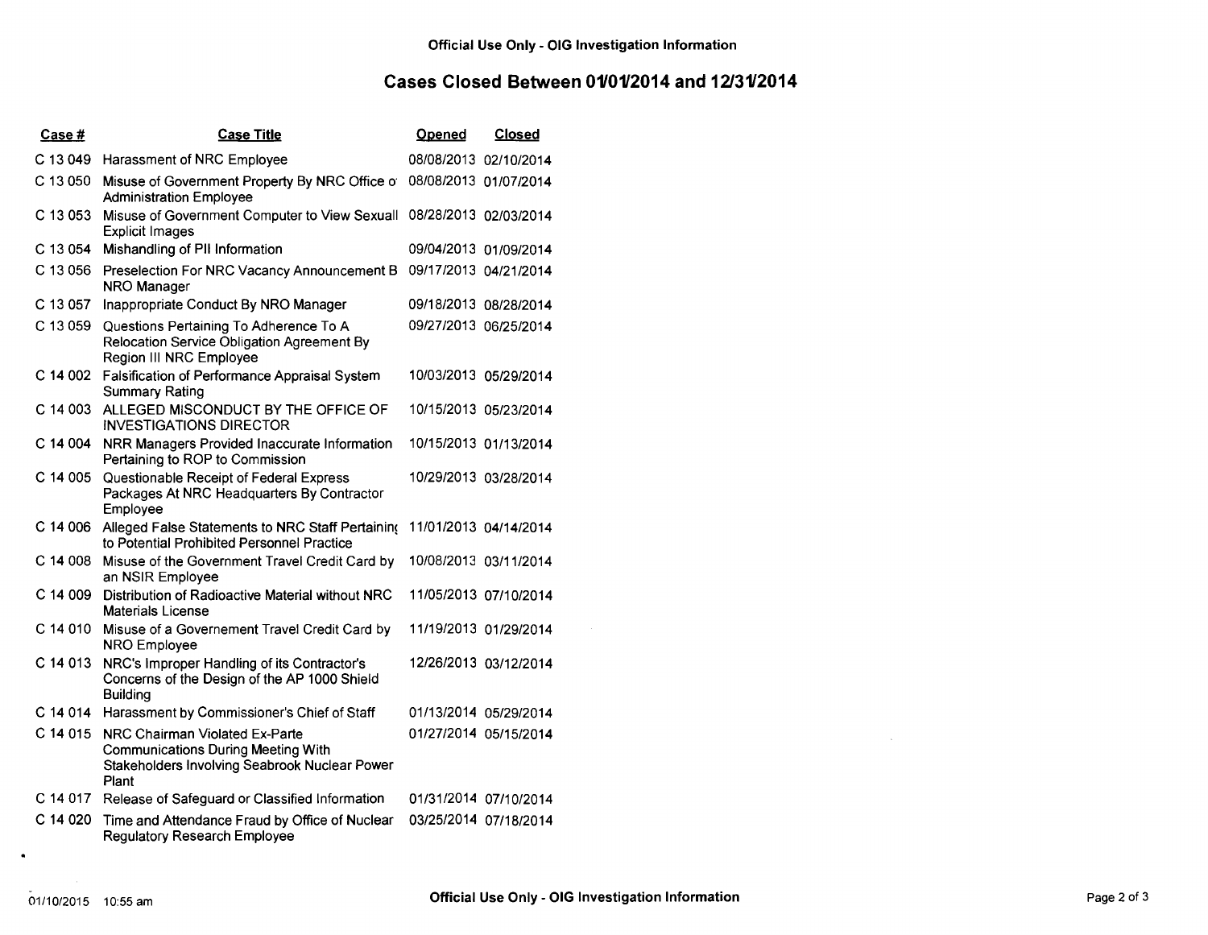## Cases Closed Between 01/01/2014 and 12/31/2014

| Case # | Case Title | Opened | Closed |
|---|---|---|---|
| C 13 049 | Harassment of NRC Employee | 08/08/2013 | 02/10/2014 |
| C 13 050 | Misuse of Government Property By NRC Office o Administration Employee | 08/08/2013 | 01/07/2014 |
| C 13 053 | Misuse of Government Computer to View Sexuall Explicit Images | 08/28/2013 | 02/03/2014 |
| C 13 054 | Mishandling of PII Information | 09/04/2013 | 01/09/2014 |
| C 13 056 | Preselection For NRC Vacancy Announcement B NRO Manager | 09/17/2013 | 04/21/2014 |
| C 13 057 | Inappropriate Conduct By NRO Manager | 09/18/2013 | 08/28/2014 |
| C 13 059 | Questions Pertaining To Adherence To A Relocation Service Obligation Agreement By Region III NRC Employee | 09/27/2013 | 06/25/2014 |
| C 14 002 | Falsification of Performance Appraisal System Summary Rating | 10/03/2013 | 05/29/2014 |
| C 14 003 | ALLEGED MISCONDUCT BY THE OFFICE OF INVESTIGATIONS DIRECTOR | 10/15/2013 | 05/23/2014 |
| C 14 004 | NRR Managers Provided Inaccurate Information Pertaining to ROP to Commission | 10/15/2013 | 01/13/2014 |
| C 14 005 | Questionable Receipt of Federal Express Packages At NRC Headquarters By Contractor Employee | 10/29/2013 | 03/28/2014 |
| C 14 006 | Alleged False Statements to NRC Staff Pertaining to Potential Prohibited Personnel Practice | 11/01/2013 | 04/14/2014 |
| C 14 008 | Misuse of the Government Travel Credit Card by an NSIR Employee | 10/08/2013 | 03/11/2014 |
| C 14 009 | Distribution of Radioactive Material without NRC Materials License | 11/05/2013 | 07/10/2014 |
| C 14 010 | Misuse of a Governement Travel Credit Card by NRO Employee | 11/19/2013 | 01/29/2014 |
| C 14 013 | NRC's Improper Handling of its Contractor's Concerns of the Design of the AP 1000 Shield Building | 12/26/2013 | 03/12/2014 |
| C 14 014 | Harassment by Commissioner's Chief of Staff | 01/13/2014 | 05/29/2014 |
| C 14 015 | NRC Chairman Violated Ex-Parte Communications During Meeting With Stakeholders Involving Seabrook Nuclear Power Plant | 01/27/2014 | 05/15/2014 |
| C 14 017 | Release of Safeguard or Classified Information | 01/31/2014 | 07/10/2014 |
| C 14 020 | Time and Attendance Fraud by Office of Nuclear Regulatory Research Employee | 03/25/2014 | 07/18/2014 |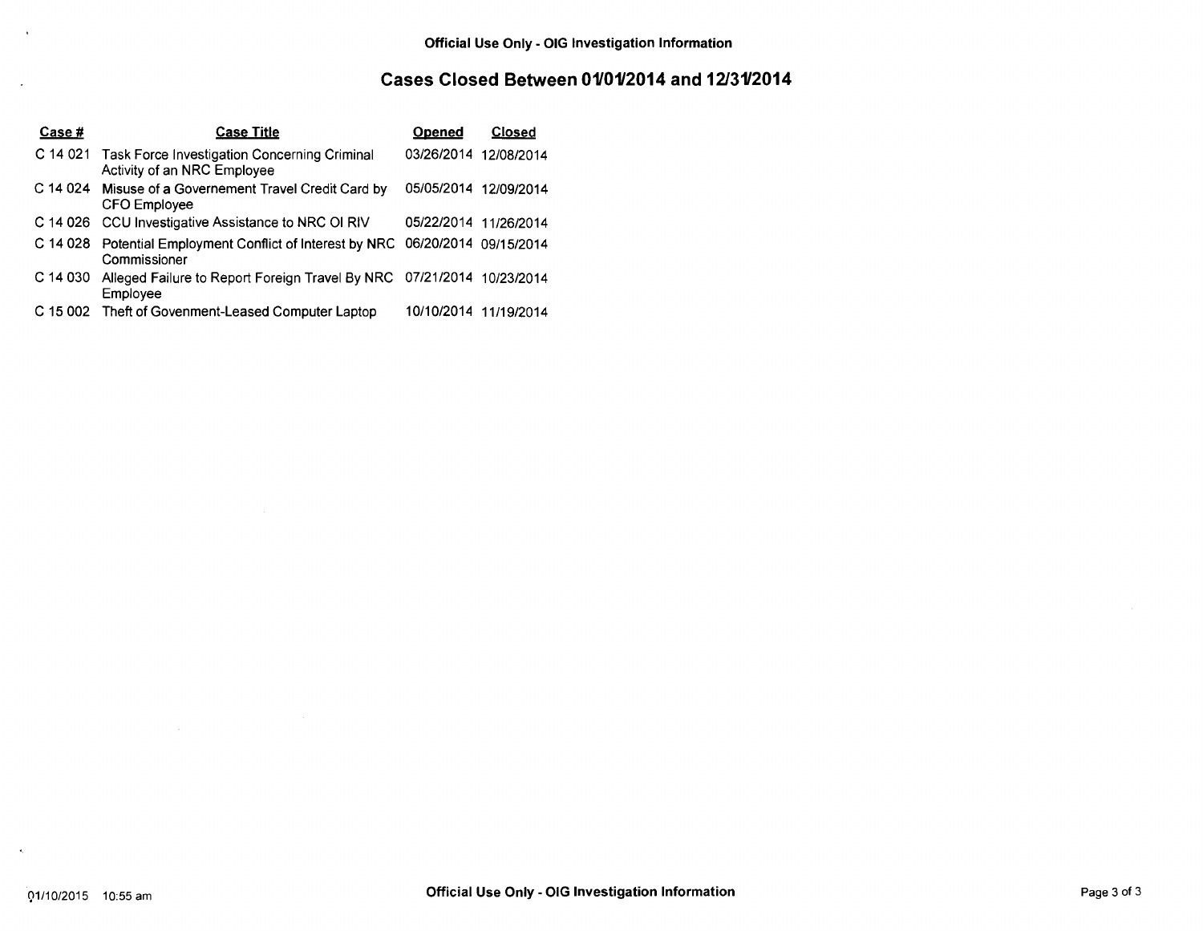## Cases Closed Between 01/01/2014 and 12/31/2014

| Case # | Case Title | Opened | Closed |
| --- | --- | --- | --- |
| C 14 021 | Task Force Investigation Concerning Criminal Activity of an NRC Employee | 03/26/2014 | 12/08/2014 |
| C 14 024 | Misuse of a Governement Travel Credit Card by CFO Employee | 05/05/2014 | 12/09/2014 |
| C 14 026 | CCU Investigative Assistance to NRC OI RIV | 05/22/2014 | 11/26/2014 |
| C 14 028 | Potential Employment Conflict of Interest by NRC Commissioner | 06/20/2014 | 09/15/2014 |
| C 14 030 | Alleged Failure to Report Foreign Travel By NRC Employee | 07/21/2014 | 10/23/2014 |
| C 15 002 | Theft of Govenment-Leased Computer Laptop | 10/10/2014 | 11/19/2014 |

01/10/2015 10:55 am